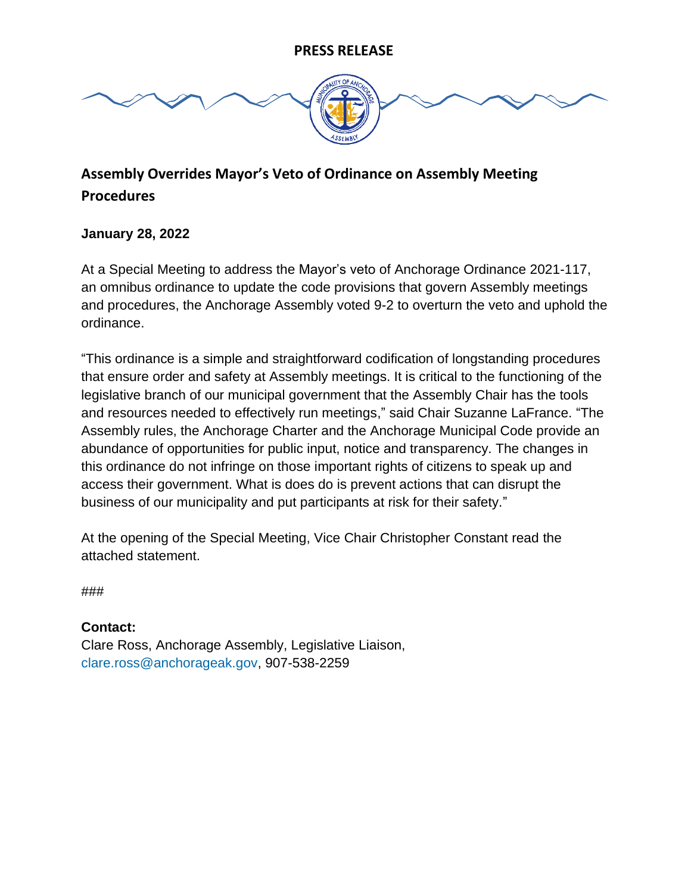**PRESS RELEASE**

# Assembly Overrides Mayor's Veto of Ordinance on Assembly Meeting Procedures

**January 28, 2022**

At a Special Meeting to address the Mayor's veto of Anchorage Ordinance 2021-117, an omnibus ordinance to update the code provisions that govern Assembly meetings and procedures, the Anchorage Assembly voted 9-2 to overturn the veto and uphold the ordinance.

"This ordinance is a simple and straightforward codification of longstanding procedures that ensure order and safety at Assembly meetings. It is critical to the functioning of the legislative branch of our municipal government that the Assembly Chair has the tools and resources needed to effectively run meetings," said Chair Suzanne LaFrance. "The Assembly rules, the Anchorage Charter and the Anchorage Municipal Code provide an abundance of opportunities for public input, notice and transparency. The changes in this ordinance do not infringe on those important rights of citizens to speak up and access their government. What is does do is prevent actions that can disrupt the business of our municipality and put participants at risk for their safety."

At the opening of the Special Meeting, Vice Chair Christopher Constant read the attached statement.

###

**Contact:**
Clare Ross, Anchorage Assembly, Legislative Liaison,
clare.ross@anchorageak.gov, 907-538-2259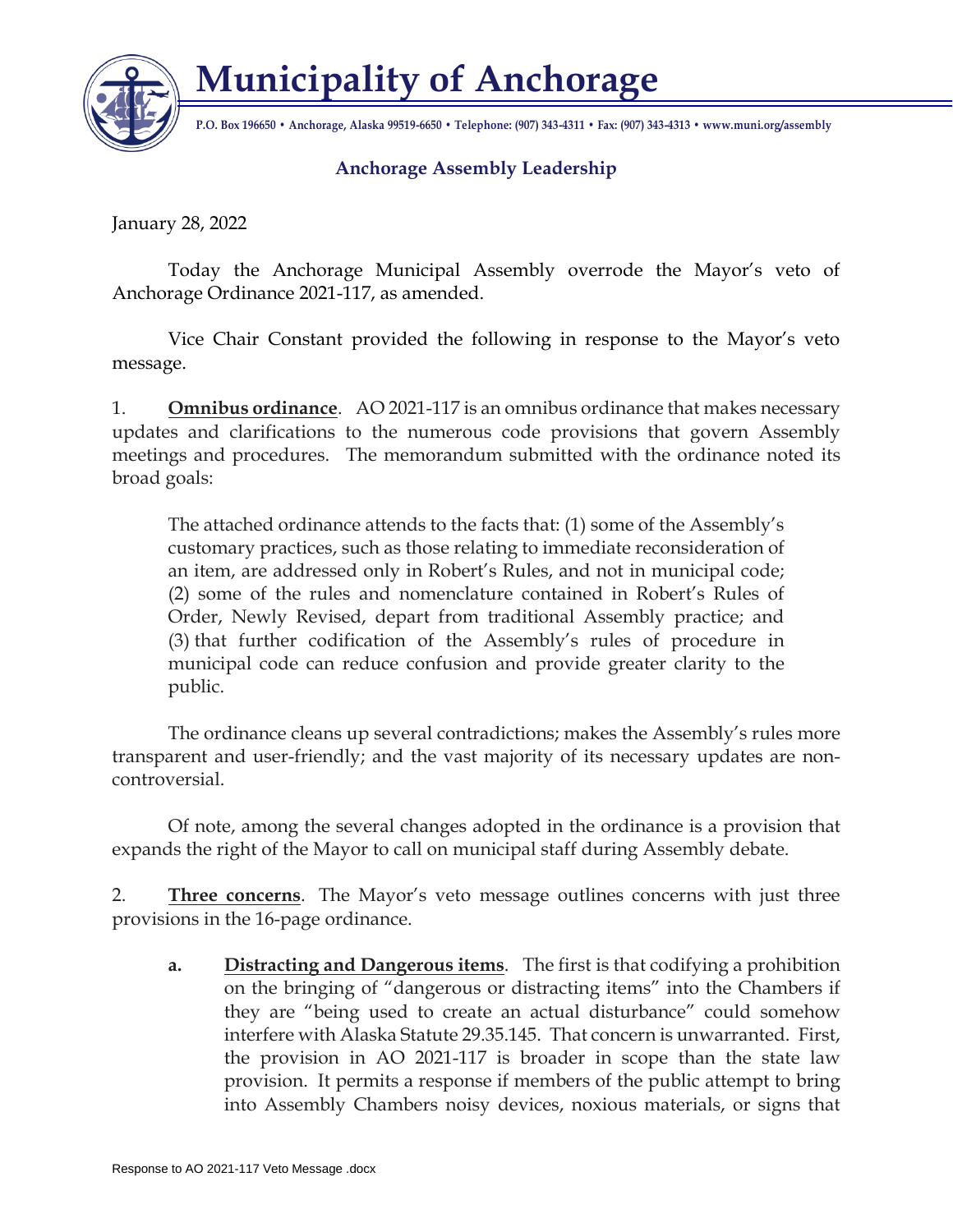# Municipality of Anchorage

P.O. Box 196650 • Anchorage, Alaska 99519-6650 • Telephone: (907) 343-4311 • Fax: (907) 343-4313 • www.muni.org/assembly

**Anchorage Assembly Leadership**

January 28, 2022

Today the Anchorage Municipal Assembly overrode the Mayor's veto of Anchorage Ordinance 2021-117, as amended.

Vice Chair Constant provided the following in response to the Mayor's veto message.

1. **Omnibus ordinance**. AO 2021-117 is an omnibus ordinance that makes necessary updates and clarifications to the numerous code provisions that govern Assembly meetings and procedures. The memorandum submitted with the ordinance noted its broad goals:

> The attached ordinance attends to the facts that: (1) some of the Assembly's customary practices, such as those relating to immediate reconsideration of an item, are addressed only in Robert's Rules, and not in municipal code; (2) some of the rules and nomenclature contained in Robert's Rules of Order, Newly Revised, depart from traditional Assembly practice; and (3) that further codification of the Assembly's rules of procedure in municipal code can reduce confusion and provide greater clarity to the public.

The ordinance cleans up several contradictions; makes the Assembly's rules more transparent and user-friendly; and the vast majority of its necessary updates are non-controversial.

Of note, among the several changes adopted in the ordinance is a provision that expands the right of the Mayor to call on municipal staff during Assembly debate.

2. **Three concerns**. The Mayor's veto message outlines concerns with just three provisions in the 16-page ordinance.

   **a. Distracting and Dangerous items**. The first is that codifying a prohibition on the bringing of "dangerous or distracting items" into the Chambers if they are "being used to create an actual disturbance" could somehow interfere with Alaska Statute 29.35.145. That concern is unwarranted. First, the provision in AO 2021-117 is broader in scope than the state law provision. It permits a response if members of the public attempt to bring into Assembly Chambers noisy devices, noxious materials, or signs that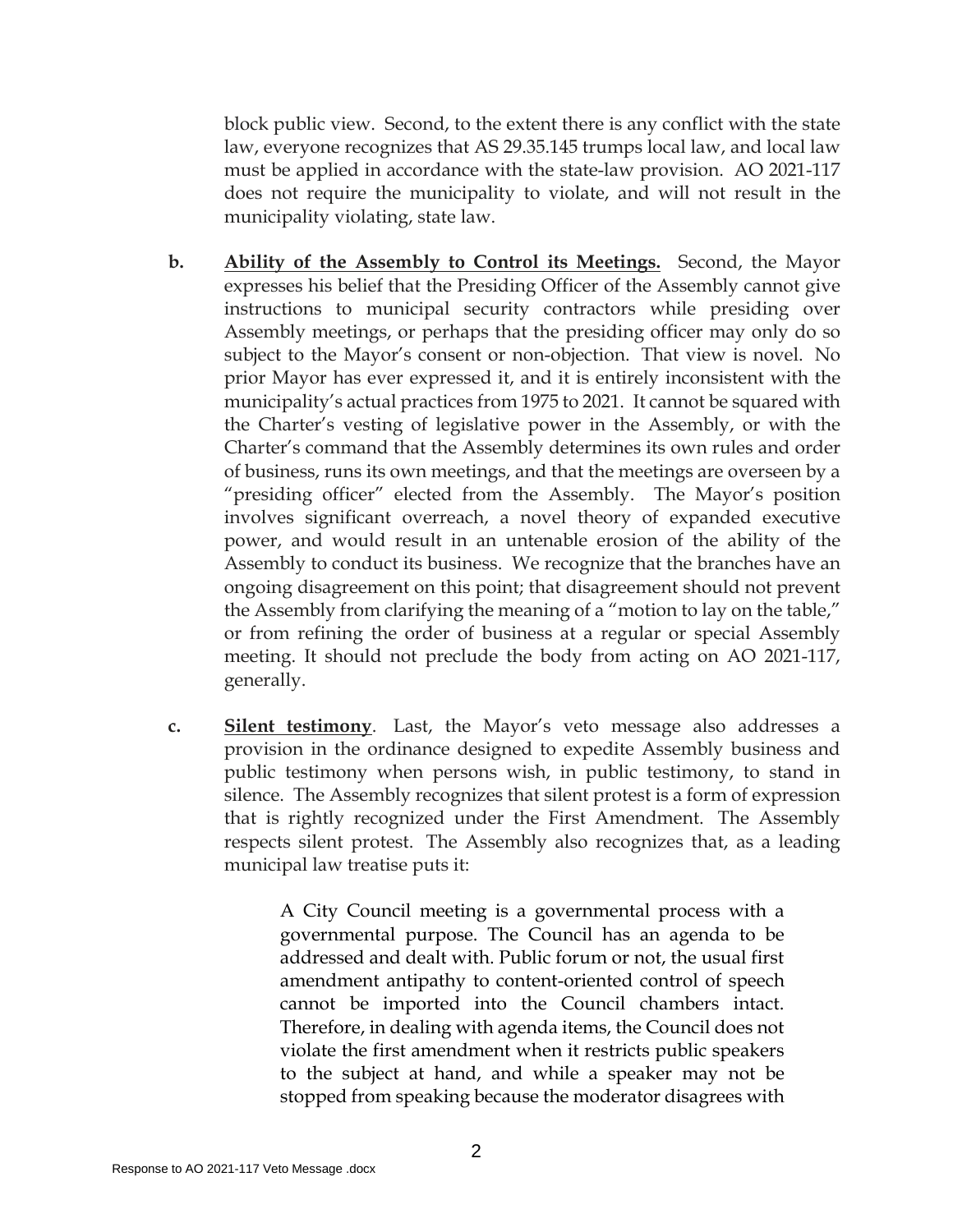block public view. Second, to the extent there is any conflict with the state law, everyone recognizes that AS 29.35.145 trumps local law, and local law must be applied in accordance with the state-law provision. AO 2021-117 does not require the municipality to violate, and will not result in the municipality violating, state law.

**b.** **<u>Ability of the Assembly to Control its Meetings.</u>** Second, the Mayor expresses his belief that the Presiding Officer of the Assembly cannot give instructions to municipal security contractors while presiding over Assembly meetings, or perhaps that the presiding officer may only do so subject to the Mayor's consent or non-objection. That view is novel. No prior Mayor has ever expressed it, and it is entirely inconsistent with the municipality's actual practices from 1975 to 2021. It cannot be squared with the Charter's vesting of legislative power in the Assembly, or with the Charter's command that the Assembly determines its own rules and order of business, runs its own meetings, and that the meetings are overseen by a "presiding officer" elected from the Assembly. The Mayor's position involves significant overreach, a novel theory of expanded executive power, and would result in an untenable erosion of the ability of the Assembly to conduct its business. We recognize that the branches have an ongoing disagreement on this point; that disagreement should not prevent the Assembly from clarifying the meaning of a "motion to lay on the table," or from refining the order of business at a regular or special Assembly meeting. It should not preclude the body from acting on AO 2021-117, generally.

**c.** **<u>Silent testimony</u>**. Last, the Mayor's veto message also addresses a provision in the ordinance designed to expedite Assembly business and public testimony when persons wish, in public testimony, to stand in silence. The Assembly recognizes that silent protest is a form of expression that is rightly recognized under the First Amendment. The Assembly respects silent protest. The Assembly also recognizes that, as a leading municipal law treatise puts it:

> A City Council meeting is a governmental process with a governmental purpose. The Council has an agenda to be addressed and dealt with. Public forum or not, the usual first amendment antipathy to content-oriented control of speech cannot be imported into the Council chambers intact. Therefore, in dealing with agenda items, the Council does not violate the first amendment when it restricts public speakers to the subject at hand, and while a speaker may not be stopped from speaking because the moderator disagrees with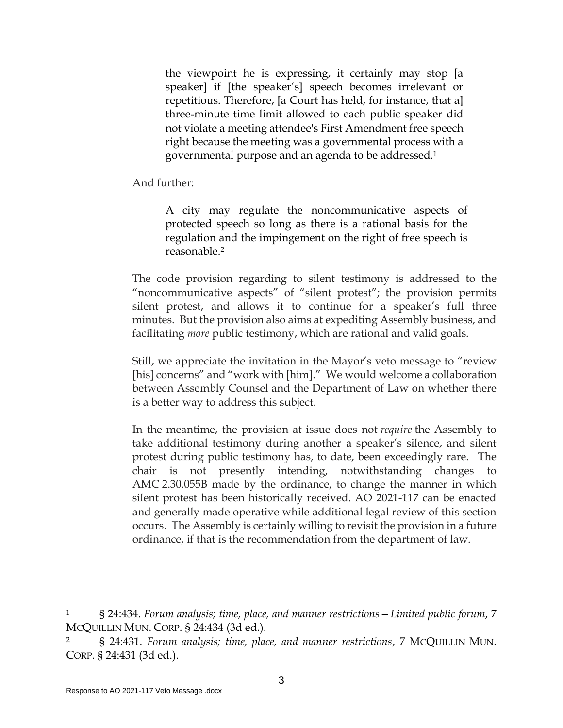> the viewpoint he is expressing, it certainly may stop [a speaker] if [the speaker's] speech becomes irrelevant or repetitious. Therefore, [a Court has held, for instance, that a] three-minute time limit allowed to each public speaker did not violate a meeting attendee's First Amendment free speech right because the meeting was a governmental process with a governmental purpose and an agenda to be addressed.[1]

And further:

> A city may regulate the noncommunicative aspects of protected speech so long as there is a rational basis for the regulation and the impingement on the right of free speech is reasonable.[2]

The code provision regarding to silent testimony is addressed to the "noncommunicative aspects" of "silent protest"; the provision permits silent protest, and allows it to continue for a speaker's full three minutes. But the provision also aims at expediting Assembly business, and facilitating *more* public testimony, which are rational and valid goals.

Still, we appreciate the invitation in the Mayor's veto message to "review [his] concerns" and "work with [him]." We would welcome a collaboration between Assembly Counsel and the Department of Law on whether there is a better way to address this subject.

In the meantime, the provision at issue does not *require* the Assembly to take additional testimony during another a speaker's silence, and silent protest during public testimony has, to date, been exceedingly rare. The chair is not presently intending, notwithstanding changes to AMC 2.30.055B made by the ordinance, to change the manner in which silent protest has been historically received. AO 2021-117 can be enacted and generally made operative while additional legal review of this section occurs. The Assembly is certainly willing to revisit the provision in a future ordinance, if that is the recommendation from the department of law.

---

[1] § 24:434. *Forum analysis; time, place, and manner restrictions—Limited public forum*, 7 MCQUILLIN MUN. CORP. § 24:434 (3d ed.).

[2] § 24:431. *Forum analysis; time, place, and manner restrictions*, 7 MCQUILLIN MUN. CORP. § 24:431 (3d ed.).